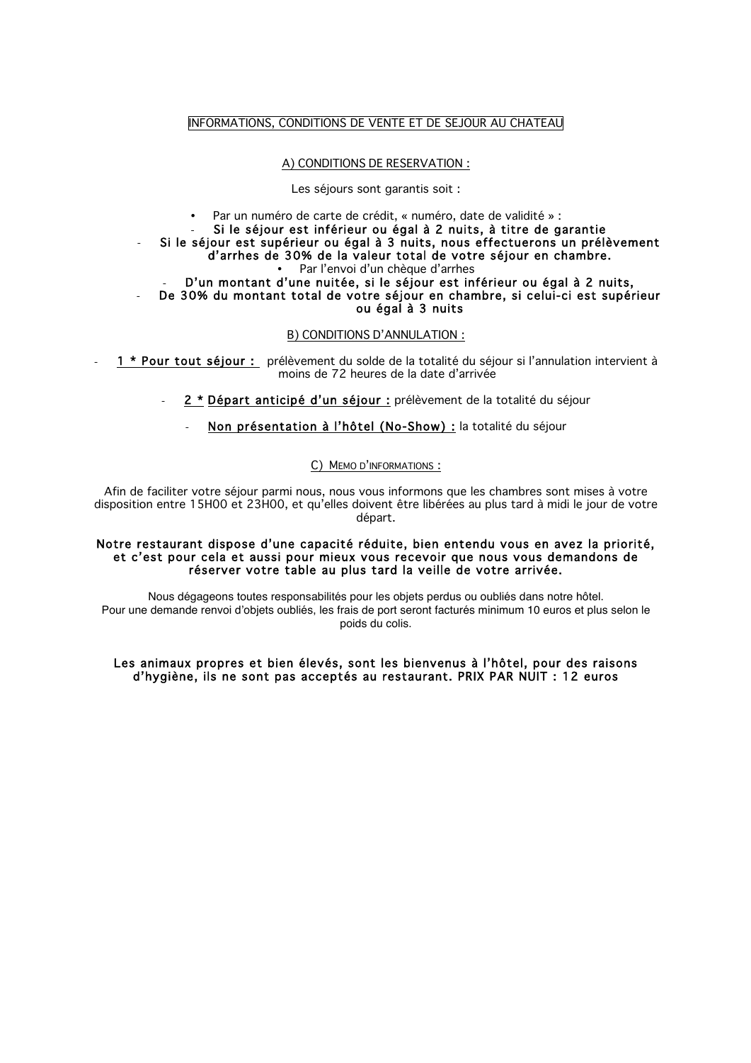# INFORMATIONS, CONDITIONS DE VENTE ET DE SEJOUR AU CHATEAU

## A) CONDITIONS DE RESERVATION :

Les séjours sont garantis soit :

- Par un numéro de carte de crédit, « numéro, date de validité » :
  - **Si le séjour est inférieur ou égal à 2 nuits, à titre de garantie**
  - **Si le séjour est supérieur ou égal à 3 nuits, nous effectuerons un prélèvement d'arrhes de 30% de la valeur total de votre séjour en chambre.**
- Par l'envoi d'un chèque d'arrhes
  - **D'un montant d'une nuitée, si le séjour est inférieur ou égal à 2 nuits,**
  - **De 30% du montant total de votre séjour en chambre, si celui-ci est supérieur ou égal à 3 nuits**

## B) CONDITIONS D'ANNULATION :

- **1 * Pour tout séjour :** prélèvement du solde de la totalité du séjour si l'annulation intervient à moins de 72 heures de la date d'arrivée
- **2 * Départ anticipé d'un séjour :** prélèvement de la totalité du séjour
- **Non présentation à l'hôtel (No-Show) :** la totalité du séjour

## C) MEMO D'INFORMATIONS :

Afin de faciliter votre séjour parmi nous, nous vous informons que les chambres sont mises à votre disposition entre 15H00 et 23H00, et qu'elles doivent être libérées au plus tard à midi le jour de votre départ.

**Notre restaurant dispose d'une capacité réduite, bien entendu vous en avez la priorité, et c'est pour cela et aussi pour mieux vous recevoir que nous vous demandons de réserver votre table au plus tard la veille de votre arrivée.**

Nous dégageons toutes responsabilités pour les objets perdus ou oubliés dans notre hôtel.
Pour une demande renvoi d'objets oubliés, les frais de port seront facturés minimum 10 euros et plus selon le poids du colis.

**Les animaux propres et bien élevés, sont les bienvenus à l'hôtel, pour des raisons d'hygiène, ils ne sont pas acceptés au restaurant. PRIX PAR NUIT : 12 euros**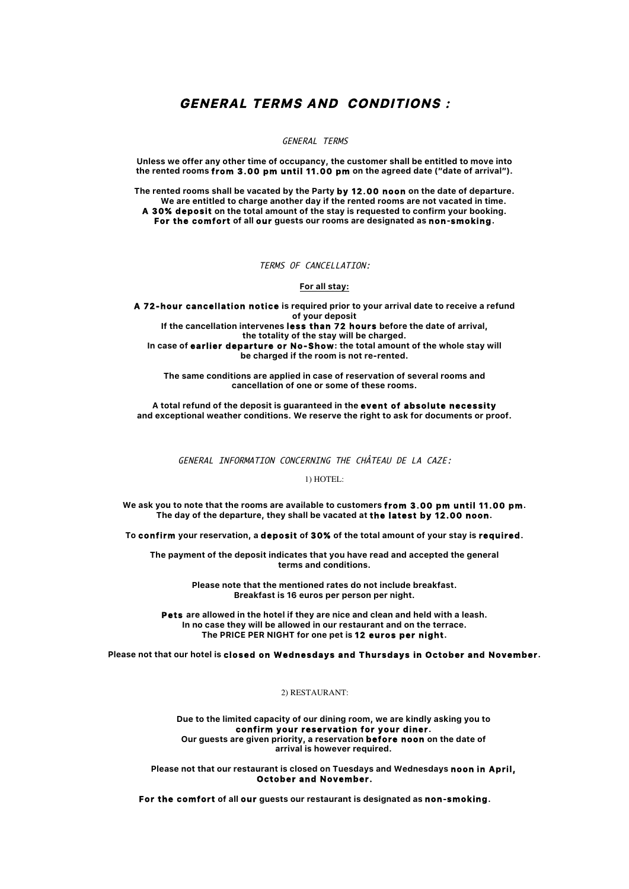# GENERAL TERMS AND CONDITIONS :

## GENERAL TERMS

Unless we offer any other time of occupancy, the customer shall be entitled to move into the rented rooms **from 3.00 pm until 11.00 pm** on the agreed date ("date of arrival").

The rented rooms shall be vacated by the Party **by 12.00 noon** on the date of departure.
We are entitled to charge another day if the rented rooms are not vacated in time.
**A 30% deposit** on the total amount of the stay is requested to confirm your booking.
**For the comfort** of all **our** guests our rooms are designated as **non-smoking**.

## TERMS OF CANCELLATION:

**For all stay:**

**A 72-hour cancellation notice** is required prior to your arrival date to receive a refund of your deposit
If the cancellation intervenes **less than 72 hours** before the date of arrival, the totality of the stay will be charged.
In case of **earlier departure or No-Show**: the total amount of the whole stay will be charged if the room is not re-rented.

The same conditions are applied in case of reservation of several rooms and cancellation of one or some of these rooms.

A total refund of the deposit is guaranteed in the **event of absolute necessity** and exceptional weather conditions. We reserve the right to ask for documents or proof.

## GENERAL INFORMATION CONCERNING THE CHÂTEAU DE LA CAZE:

### 1) HOTEL:

We ask you to note that the rooms are available to customers **from 3.00 pm until 11.00 pm**.
The day of the departure, they shall be vacated at **the latest by 12.00 noon**.

To **confirm** your reservation, a **deposit** of **30%** of the total amount of your stay is **required**.

The payment of the deposit indicates that you have read and accepted the general terms and conditions.

Please note that the mentioned rates do not include breakfast.
Breakfast is 16 euros per person per night.

**Pets** are allowed in the hotel if they are nice and clean and held with a leash.
In no case they will be allowed in our restaurant and on the terrace.
The PRICE PER NIGHT for one pet is **12 euros per night**.

Please not that our hotel is **closed on Wednesdays and Thursdays in October and November**.

### 2) RESTAURANT:

Due to the limited capacity of our dining room, we are kindly asking you to **confirm your reservation for your diner**.
Our guests are given priority, a reservation **before noon** on the date of arrival is however required.

Please not that our restaurant is closed on Tuesdays and Wednesdays **noon in April, October and November**.

**For the comfort** of all **our** guests our restaurant is designated as **non-smoking**.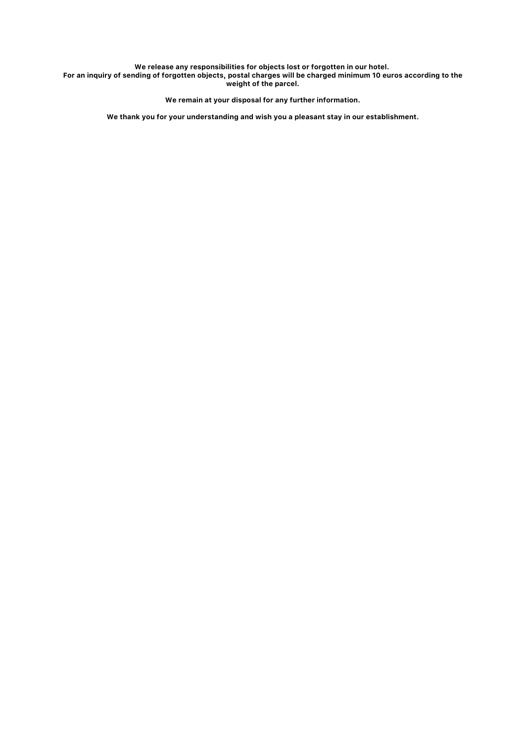**We release any responsibilities for objects lost or forgotten in our hotel.**
**For an inquiry of sending of forgotten objects, postal charges will be charged minimum 10 euros according to the weight of the parcel.**

**We remain at your disposal for any further information.**

**We thank you for your understanding and wish you a pleasant stay in our establishment.**